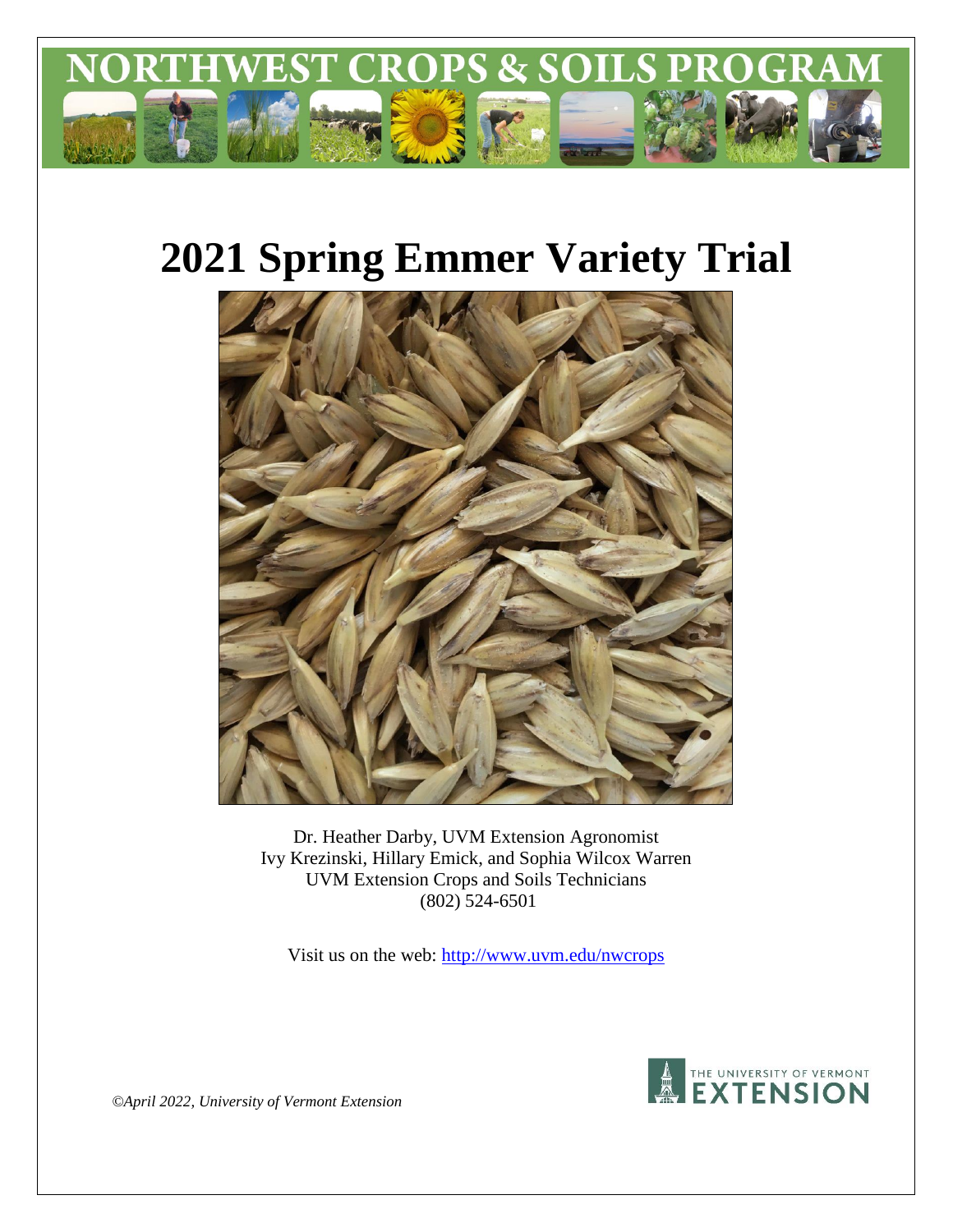# NORTHWEST CROPS & SOILS PROGRAM

# 2021 Spring Emmer Variety Trial

Dr. Heather Darby, UVM Extension Agronomist
Ivy Krezinski, Hillary Emick, and Sophia Wilcox Warren
UVM Extension Crops and Soils Technicians
(802) 524-6501

Visit us on the web: http://www.uvm.edu/nwcrops

THE UNIVERSITY OF VERMONT EXTENSION

*©April 2022, University of Vermont Extension*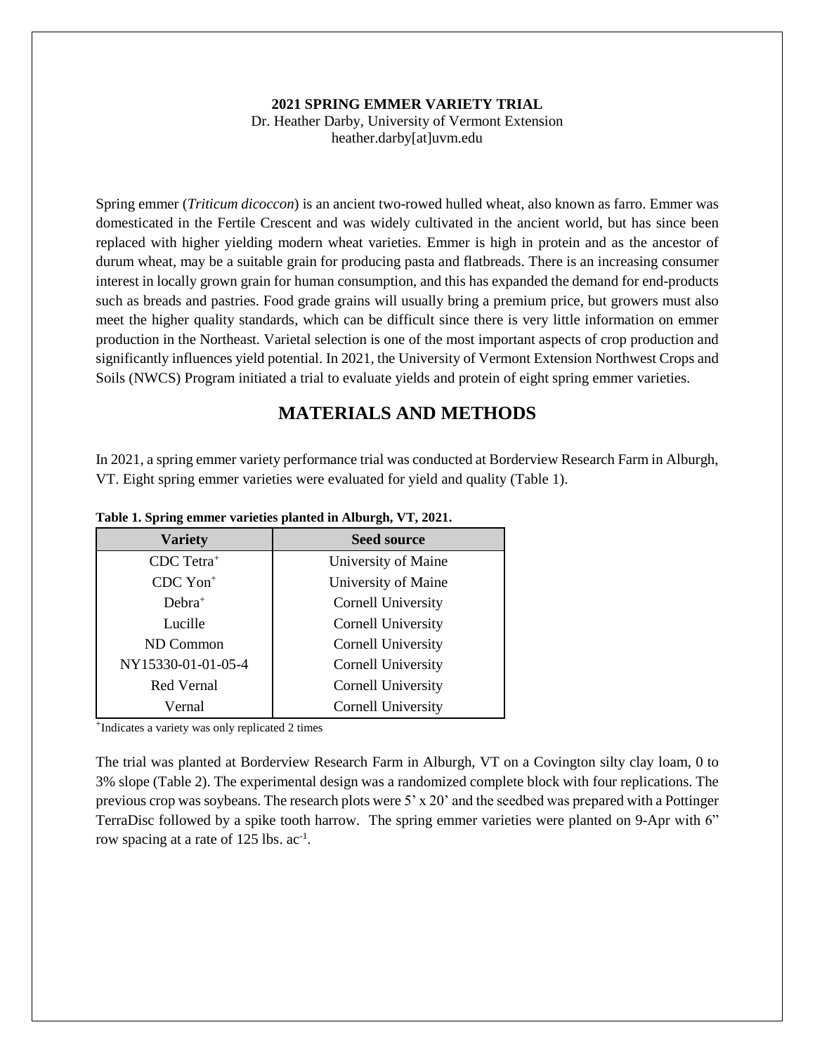**2021 SPRING EMMER VARIETY TRIAL**
Dr. Heather Darby, University of Vermont Extension
heather.darby[at]uvm.edu

Spring emmer (*Triticum dicoccon*) is an ancient two-rowed hulled wheat, also known as farro. Emmer was domesticated in the Fertile Crescent and was widely cultivated in the ancient world, but has since been replaced with higher yielding modern wheat varieties. Emmer is high in protein and as the ancestor of durum wheat, may be a suitable grain for producing pasta and flatbreads. There is an increasing consumer interest in locally grown grain for human consumption, and this has expanded the demand for end-products such as breads and pastries. Food grade grains will usually bring a premium price, but growers must also meet the higher quality standards, which can be difficult since there is very little information on emmer production in the Northeast. Varietal selection is one of the most important aspects of crop production and significantly influences yield potential. In 2021, the University of Vermont Extension Northwest Crops and Soils (NWCS) Program initiated a trial to evaluate yields and protein of eight spring emmer varieties.

## MATERIALS AND METHODS

In 2021, a spring emmer variety performance trial was conducted at Borderview Research Farm in Alburgh, VT. Eight spring emmer varieties were evaluated for yield and quality (Table 1).

**Table 1. Spring emmer varieties planted in Alburgh, VT, 2021.**

| Variety | Seed source |
|---|---|
| CDC Tetra+ | University of Maine |
| CDC Yon+ | University of Maine |
| Debra+ | Cornell University |
| Lucille | Cornell University |
| ND Common | Cornell University |
| NY15330-01-01-05-4 | Cornell University |
| Red Vernal | Cornell University |
| Vernal | Cornell University |

+Indicates a variety was only replicated 2 times

The trial was planted at Borderview Research Farm in Alburgh, VT on a Covington silty clay loam, 0 to 3% slope (Table 2). The experimental design was a randomized complete block with four replications. The previous crop was soybeans. The research plots were 5' x 20' and the seedbed was prepared with a Pottinger TerraDisc followed by a spike tooth harrow. The spring emmer varieties were planted on 9-Apr with 6" row spacing at a rate of 125 lbs. $ac^{-1}$.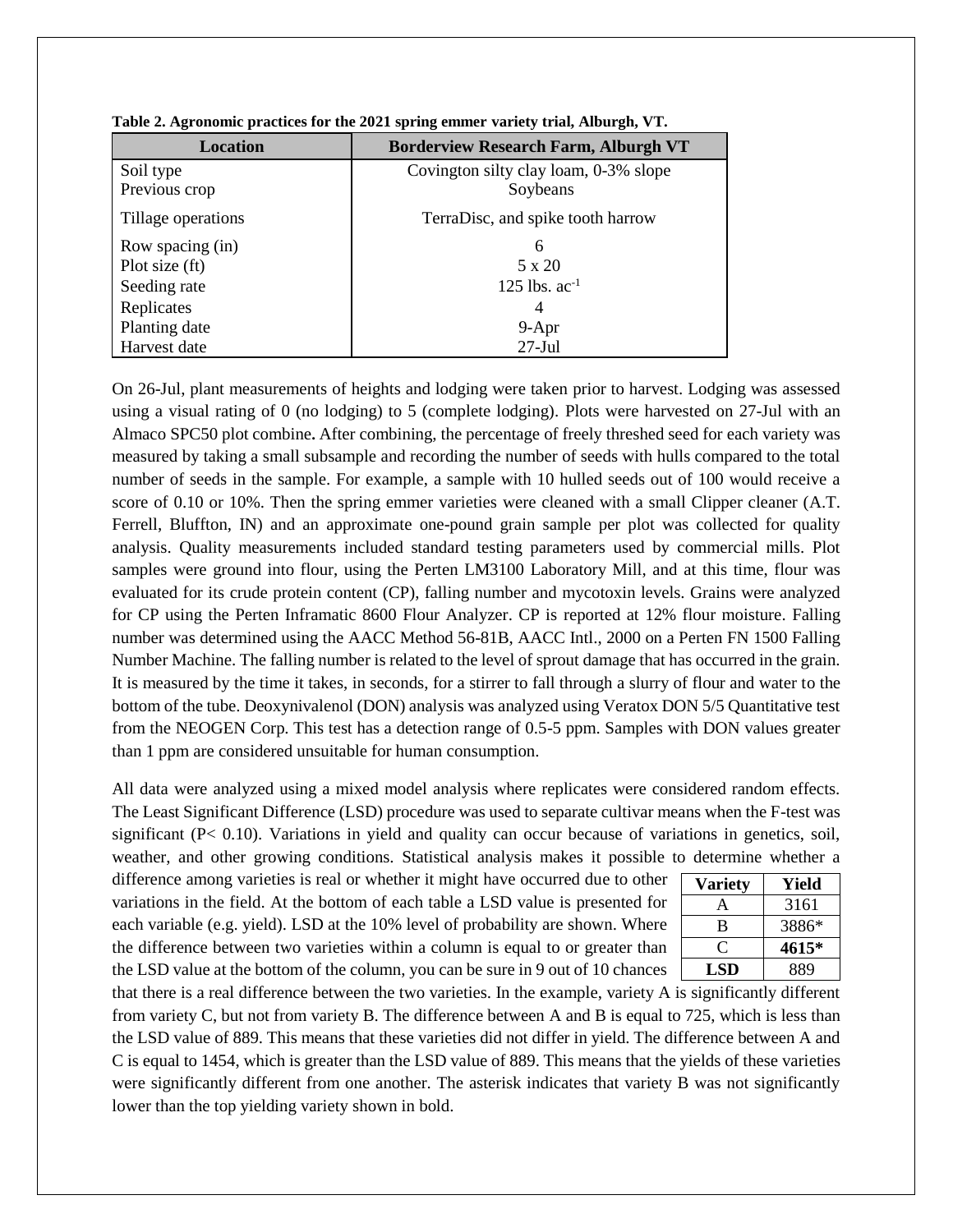**Table 2. Agronomic practices for the 2021 spring emmer variety trial, Alburgh, VT.**

| Location | Borderview Research Farm, Alburgh VT |
|---|---|
| Soil type | Covington silty clay loam, 0-3% slope |
| Previous crop | Soybeans |
| Tillage operations | TerraDisc, and spike tooth harrow |
| Row spacing (in) | 6 |
| Plot size (ft) | 5 x 20 |
| Seeding rate | 125 lbs. $ac^{-1}$ |
| Replicates | 4 |
| Planting date | 9-Apr |
| Harvest date | 27-Jul |

On 26-Jul, plant measurements of heights and lodging were taken prior to harvest. Lodging was assessed using a visual rating of 0 (no lodging) to 5 (complete lodging). Plots were harvested on 27-Jul with an Almaco SPC50 plot combine**.** After combining, the percentage of freely threshed seed for each variety was measured by taking a small subsample and recording the number of seeds with hulls compared to the total number of seeds in the sample. For example, a sample with 10 hulled seeds out of 100 would receive a score of 0.10 or 10%. Then the spring emmer varieties were cleaned with a small Clipper cleaner (A.T. Ferrell, Bluffton, IN) and an approximate one-pound grain sample per plot was collected for quality analysis. Quality measurements included standard testing parameters used by commercial mills. Plot samples were ground into flour, using the Perten LM3100 Laboratory Mill, and at this time, flour was evaluated for its crude protein content (CP), falling number and mycotoxin levels. Grains were analyzed for CP using the Perten Inframatic 8600 Flour Analyzer. CP is reported at 12% flour moisture. Falling number was determined using the AACC Method 56-81B, AACC Intl., 2000 on a Perten FN 1500 Falling Number Machine. The falling number is related to the level of sprout damage that has occurred in the grain. It is measured by the time it takes, in seconds, for a stirrer to fall through a slurry of flour and water to the bottom of the tube. Deoxynivalenol (DON) analysis was analyzed using Veratox DON 5/5 Quantitative test from the NEOGEN Corp. This test has a detection range of 0.5-5 ppm. Samples with DON values greater than 1 ppm are considered unsuitable for human consumption.

All data were analyzed using a mixed model analysis where replicates were considered random effects. The Least Significant Difference (LSD) procedure was used to separate cultivar means when the F-test was significant ($P < 0.10$). Variations in yield and quality can occur because of variations in genetics, soil, weather, and other growing conditions. Statistical analysis makes it possible to determine whether a difference among varieties is real or whether it might have occurred due to other variations in the field. At the bottom of each table a LSD value is presented for each variable (e.g. yield). LSD at the 10% level of probability are shown. Where the difference between two varieties within a column is equal to or greater than the LSD value at the bottom of the column, you can be sure in 9 out of 10 chances that there is a real difference between the two varieties. In the example, variety A is significantly different from variety C, but not from variety B. The difference between A and B is equal to 725, which is less than the LSD value of 889. This means that these varieties did not differ in yield. The difference between A and C is equal to 1454, which is greater than the LSD value of 889. This means that the yields of these varieties were significantly different from one another. The asterisk indicates that variety B was not significantly lower than the top yielding variety shown in bold.

| Variety | Yield |
|---|---|
| A | 3161 |
| B | 3886* |
| C | **4615*** |
| **LSD** | 889 |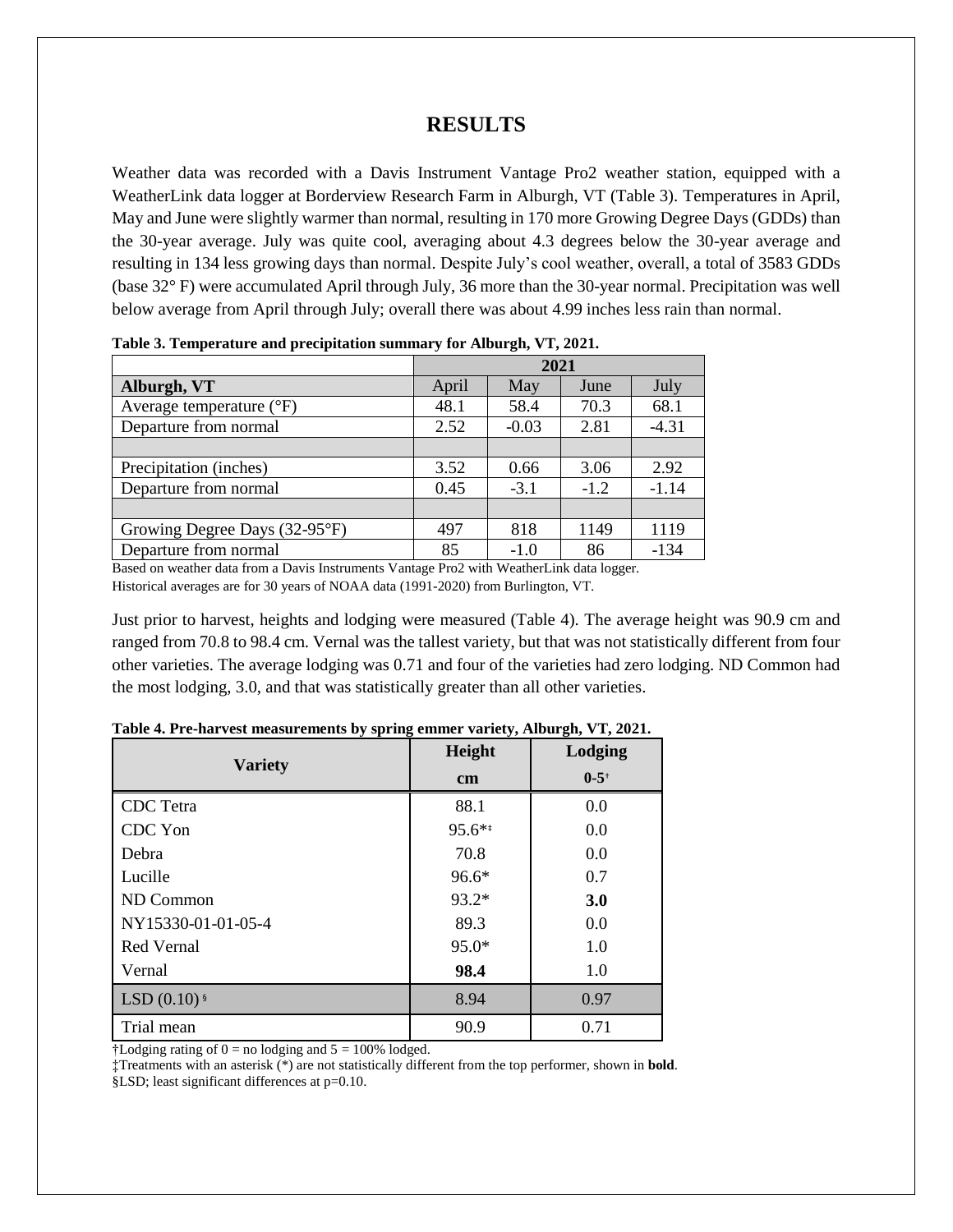# RESULTS

Weather data was recorded with a Davis Instrument Vantage Pro2 weather station, equipped with a WeatherLink data logger at Borderview Research Farm in Alburgh, VT (Table 3). Temperatures in April, May and June were slightly warmer than normal, resulting in 170 more Growing Degree Days (GDDs) than the 30-year average. July was quite cool, averaging about 4.3 degrees below the 30-year average and resulting in 134 less growing days than normal. Despite July's cool weather, overall, a total of 3583 GDDs (base 32° F) were accumulated April through July, 36 more than the 30-year normal. Precipitation was well below average from April through July; overall there was about 4.99 inches less rain than normal.

**Table 3. Temperature and precipitation summary for Alburgh, VT, 2021.**

| | 2021 | | | |
|---|---|---|---|---|
| **Alburgh, VT** | April | May | June | July |
| Average temperature (°F) | 48.1 | 58.4 | 70.3 | 68.1 |
| Departure from normal | 2.52 | -0.03 | 2.81 | -4.31 |
| | | | | |
| Precipitation (inches) | 3.52 | 0.66 | 3.06 | 2.92 |
| Departure from normal | 0.45 | -3.1 | -1.2 | -1.14 |
| | | | | |
| Growing Degree Days (32-95°F) | 497 | 818 | 1149 | 1119 |
| Departure from normal | 85 | -1.0 | 86 | -134 |

Based on weather data from a Davis Instruments Vantage Pro2 with WeatherLink data logger.
Historical averages are for 30 years of NOAA data (1991-2020) from Burlington, VT.

Just prior to harvest, heights and lodging were measured (Table 4). The average height was 90.9 cm and ranged from 70.8 to 98.4 cm. Vernal was the tallest variety, but that was not statistically different from four other varieties. The average lodging was 0.71 and four of the varieties had zero lodging. ND Common had the most lodging, 3.0, and that was statistically greater than all other varieties.

**Table 4. Pre-harvest measurements by spring emmer variety, Alburgh, VT, 2021.**

| Variety | Height | Lodging |
|---|---|---|
| | cm | 0-5† |
| CDC Tetra | 88.1 | 0.0 |
| CDC Yon | 95.6*‡ | 0.0 |
| Debra | 70.8 | 0.0 |
| Lucille | 96.6* | 0.7 |
| ND Common | 93.2* | **3.0** |
| NY15330-01-01-05-4 | 89.3 | 0.0 |
| Red Vernal | 95.0* | 1.0 |
| Vernal | **98.4** | 1.0 |
| LSD (0.10) § | 8.94 | 0.97 |
| Trial mean | 90.9 | 0.71 |

†Lodging rating of 0 = no lodging and 5 = 100% lodged.
‡Treatments with an asterisk (*) are not statistically different from the top performer, shown in **bold**.
§LSD; least significant differences at p=0.10.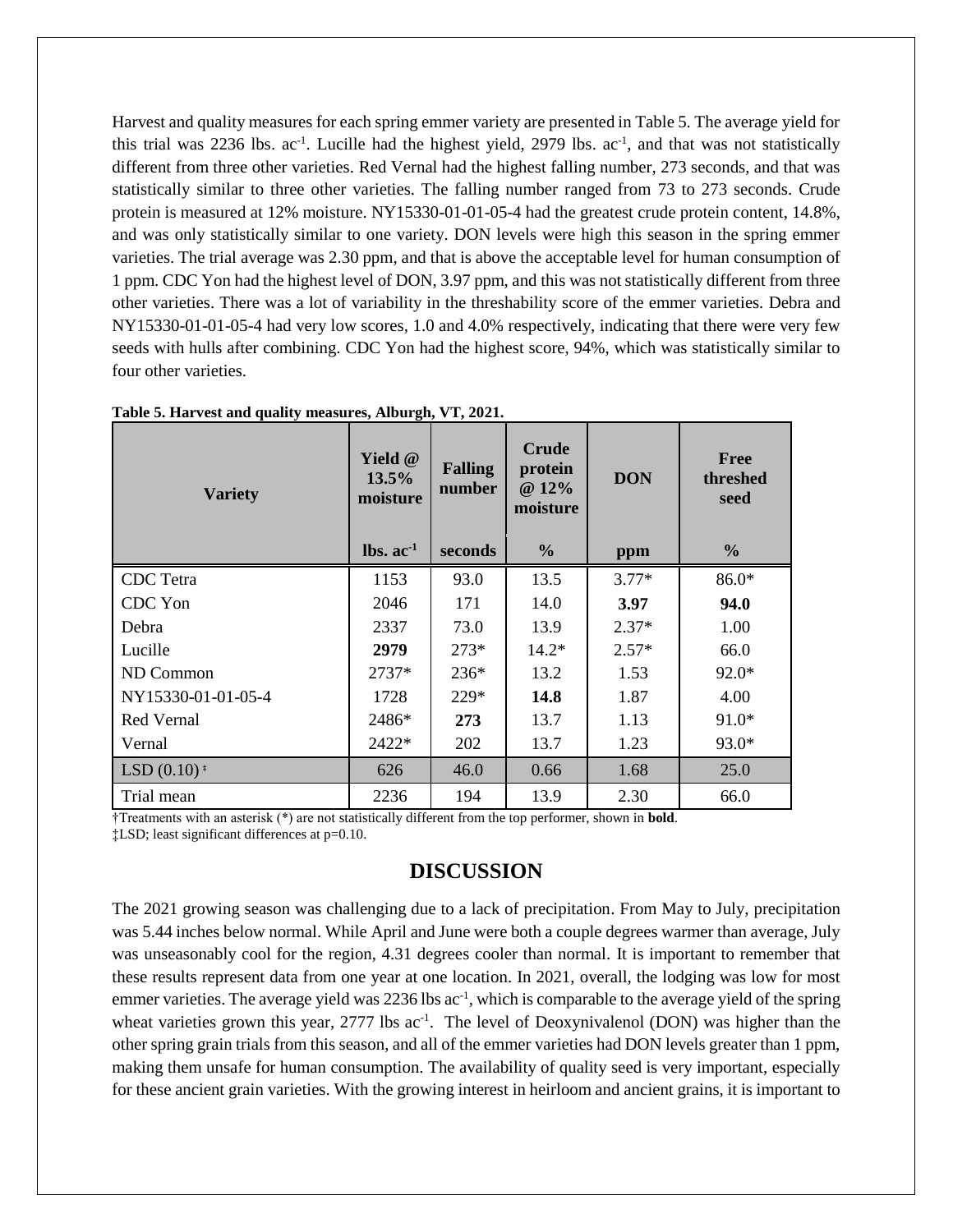Harvest and quality measures for each spring emmer variety are presented in Table 5. The average yield for this trial was 2236 lbs. ac$^{-1}$. Lucille had the highest yield, 2979 lbs. ac$^{-1}$, and that was not statistically different from three other varieties. Red Vernal had the highest falling number, 273 seconds, and that was statistically similar to three other varieties. The falling number ranged from 73 to 273 seconds. Crude protein is measured at 12% moisture. NY15330-01-01-05-4 had the greatest crude protein content, 14.8%, and was only statistically similar to one variety. DON levels were high this season in the spring emmer varieties. The trial average was 2.30 ppm, and that is above the acceptable level for human consumption of 1 ppm. CDC Yon had the highest level of DON, 3.97 ppm, and this was not statistically different from three other varieties. There was a lot of variability in the threshability score of the emmer varieties. Debra and NY15330-01-01-05-4 had very low scores, 1.0 and 4.0% respectively, indicating that there were very few seeds with hulls after combining. CDC Yon had the highest score, 94%, which was statistically similar to four other varieties.

**Table 5. Harvest and quality measures, Alburgh, VT, 2021.**

| Variety | Yield @ 13.5% moisture | Falling number | Crude protein @ 12% moisture | DON | Free threshed seed |
|---|---|---|---|---|---|
| | lbs. ac$^{-1}$ | seconds | % | ppm | % |
| CDC Tetra | 1153 | 93.0 | 13.5 | 3.77* | 86.0* |
| CDC Yon | 2046 | 171 | 14.0 | **3.97** | **94.0** |
| Debra | 2337 | 73.0 | 13.9 | 2.37* | 1.00 |
| Lucille | **2979** | 273* | 14.2* | 2.57* | 66.0 |
| ND Common | 2737* | 236* | 13.2 | 1.53 | 92.0* |
| NY15330-01-01-05-4 | 1728 | 229* | **14.8** | 1.87 | 4.00 |
| Red Vernal | 2486* | **273** | 13.7 | 1.13 | 91.0* |
| Vernal | 2422* | 202 | 13.7 | 1.23 | 93.0* |
| LSD (0.10) ‡ | 626 | 46.0 | 0.66 | 1.68 | 25.0 |
| Trial mean | 2236 | 194 | 13.9 | 2.30 | 66.0 |

†Treatments with an asterisk (*) are not statistically different from the top performer, shown in **bold**.
‡LSD; least significant differences at p=0.10.

## DISCUSSION

The 2021 growing season was challenging due to a lack of precipitation. From May to July, precipitation was 5.44 inches below normal. While April and June were both a couple degrees warmer than average, July was unseasonably cool for the region, 4.31 degrees cooler than normal. It is important to remember that these results represent data from one year at one location. In 2021, overall, the lodging was low for most emmer varieties. The average yield was 2236 lbs ac$^{-1}$, which is comparable to the average yield of the spring wheat varieties grown this year, 2777 lbs ac$^{-1}$. The level of Deoxynivalenol (DON) was higher than the other spring grain trials from this season, and all of the emmer varieties had DON levels greater than 1 ppm, making them unsafe for human consumption. The availability of quality seed is very important, especially for these ancient grain varieties. With the growing interest in heirloom and ancient grains, it is important to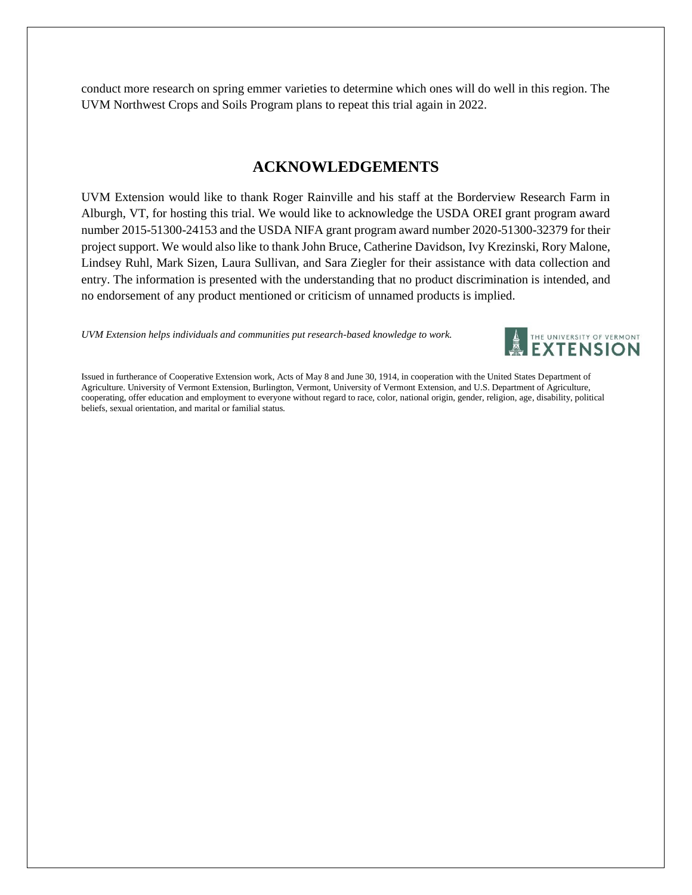conduct more research on spring emmer varieties to determine which ones will do well in this region. The UVM Northwest Crops and Soils Program plans to repeat this trial again in 2022.

## ACKNOWLEDGEMENTS

UVM Extension would like to thank Roger Rainville and his staff at the Borderview Research Farm in Alburgh, VT, for hosting this trial. We would like to acknowledge the USDA OREI grant program award number 2015-51300-24153 and the USDA NIFA grant program award number 2020-51300-32379 for their project support. We would also like to thank John Bruce, Catherine Davidson, Ivy Krezinski, Rory Malone, Lindsey Ruhl, Mark Sizen, Laura Sullivan, and Sara Ziegler for their assistance with data collection and entry. The information is presented with the understanding that no product discrimination is intended, and no endorsement of any product mentioned or criticism of unnamed products is implied.

*UVM Extension helps individuals and communities put research-based knowledge to work.*

THE UNIVERSITY OF VERMONT EXTENSION

Issued in furtherance of Cooperative Extension work, Acts of May 8 and June 30, 1914, in cooperation with the United States Department of Agriculture. University of Vermont Extension, Burlington, Vermont, University of Vermont Extension, and U.S. Department of Agriculture, cooperating, offer education and employment to everyone without regard to race, color, national origin, gender, religion, age, disability, political beliefs, sexual orientation, and marital or familial status.